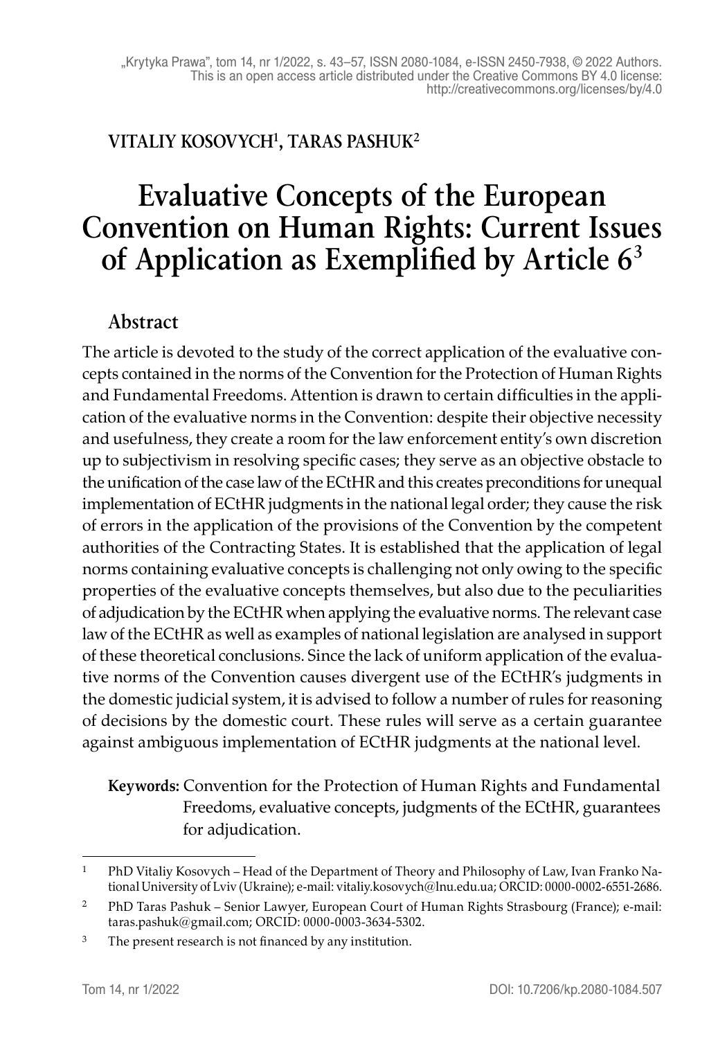VITALIY KOSOVYCH[1], TARAS PASHUK[2]

# Evaluative Concepts of the European Convention on Human Rights: Current Issues of Application as Exemplified by Article 6[3]

## Abstract

The article is devoted to the study of the correct application of the evaluative concepts contained in the norms of the Convention for the Protection of Human Rights and Fundamental Freedoms. Attention is drawn to certain difficulties in the application of the evaluative norms in the Convention: despite their objective necessity and usefulness, they create a room for the law enforcement entity's own discretion up to subjectivism in resolving specific cases; they serve as an objective obstacle to the unification of the case law of the ECtHR and this creates preconditions for unequal implementation of ECtHR judgments in the national legal order; they cause the risk of errors in the application of the provisions of the Convention by the competent authorities of the Contracting States. It is established that the application of legal norms containing evaluative concepts is challenging not only owing to the specific properties of the evaluative concepts themselves, but also due to the peculiarities of adjudication by the ECtHR when applying the evaluative norms. The relevant case law of the ECtHR as well as examples of national legislation are analysed in support of these theoretical conclusions. Since the lack of uniform application of the evaluative norms of the Convention causes divergent use of the ECtHR's judgments in the domestic judicial system, it is advised to follow a number of rules for reasoning of decisions by the domestic court. These rules will serve as a certain guarantee against ambiguous implementation of ECtHR judgments at the national level.

**Keywords:** Convention for the Protection of Human Rights and Fundamental Freedoms, evaluative concepts, judgments of the ECtHR, guarantees for adjudication.

---

[1] PhD Vitaliy Kosovych – Head of the Department of Theory and Philosophy of Law, Ivan Franko National University of Lviv (Ukraine); e-mail: vitaliy.kosovych@lnu.edu.ua; ORCID: 0000-0002-6551-2686.

[2] PhD Taras Pashuk – Senior Lawyer, European Court of Human Rights Strasbourg (France); e-mail: taras.pashuk@gmail.com; ORCID: 0000-0003-3634-5302.

[3] The present research is not financed by any institution.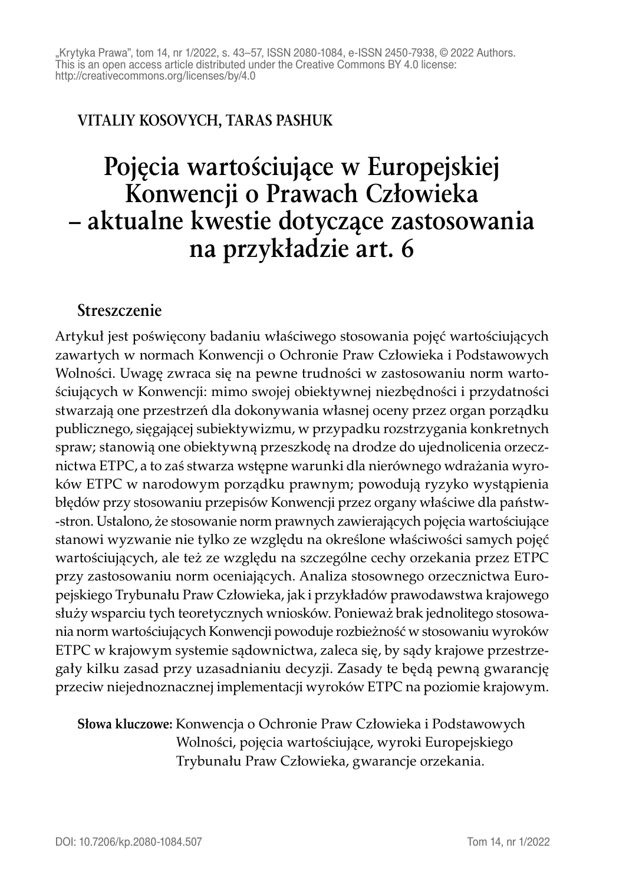VITALIY KOSOVYCH, TARAS PASHUK

# Pojęcia wartościujące w Europejskiej Konwencji o Prawach Człowieka – aktualne kwestie dotyczące zastosowania na przykładzie art. 6

## Streszczenie

Artykuł jest poświęcony badaniu właściwego stosowania pojęć wartościujących zawartych w normach Konwencji o Ochronie Praw Człowieka i Podstawowych Wolności. Uwagę zwraca się na pewne trudności w zastosowaniu norm wartościujących w Konwencji: mimo swojej obiektywnej niezbędności i przydatności stwarzają one przestrzeń dla dokonywania własnej oceny przez organ porządku publicznego, sięgającej subiektywizmu, w przypadku rozstrzygania konkretnych spraw; stanowią one obiektywną przeszkodę na drodze do ujednolicenia orzecznictwa ETPC, a to zaś stwarza wstępne warunki dla nierównego wdrażania wyroków ETPC w narodowym porządku prawnym; powodują ryzyko wystąpienia błędów przy stosowaniu przepisów Konwencji przez organy właściwe dla państw-stron. Ustalono, że stosowanie norm prawnych zawierających pojęcia wartościujące stanowi wyzwanie nie tylko ze względu na określone właściwości samych pojęć wartościujących, ale też ze względu na szczególne cechy orzekania przez ETPC przy zastosowaniu norm oceniających. Analiza stosownego orzecznictwa Europejskiego Trybunału Praw Człowieka, jak i przykładów prawodawstwa krajowego służy wsparciu tych teoretycznych wniosków. Ponieważ brak jednolitego stosowania norm wartościujących Konwencji powoduje rozbieżność w stosowaniu wyroków ETPC w krajowym systemie sądownictwa, zaleca się, by sądy krajowe przestrzegały kilku zasad przy uzasadnianiu decyzji. Zasady te będą pewną gwarancję przeciw niejednoznacznej implementacji wyroków ETPC na poziomie krajowym.

**Słowa kluczowe:** Konwencja o Ochronie Praw Człowieka i Podstawowych Wolności, pojęcia wartościujące, wyroki Europejskiego Trybunału Praw Człowieka, gwarancje orzekania.

DOI: 10.7206/kp.2080-1084.507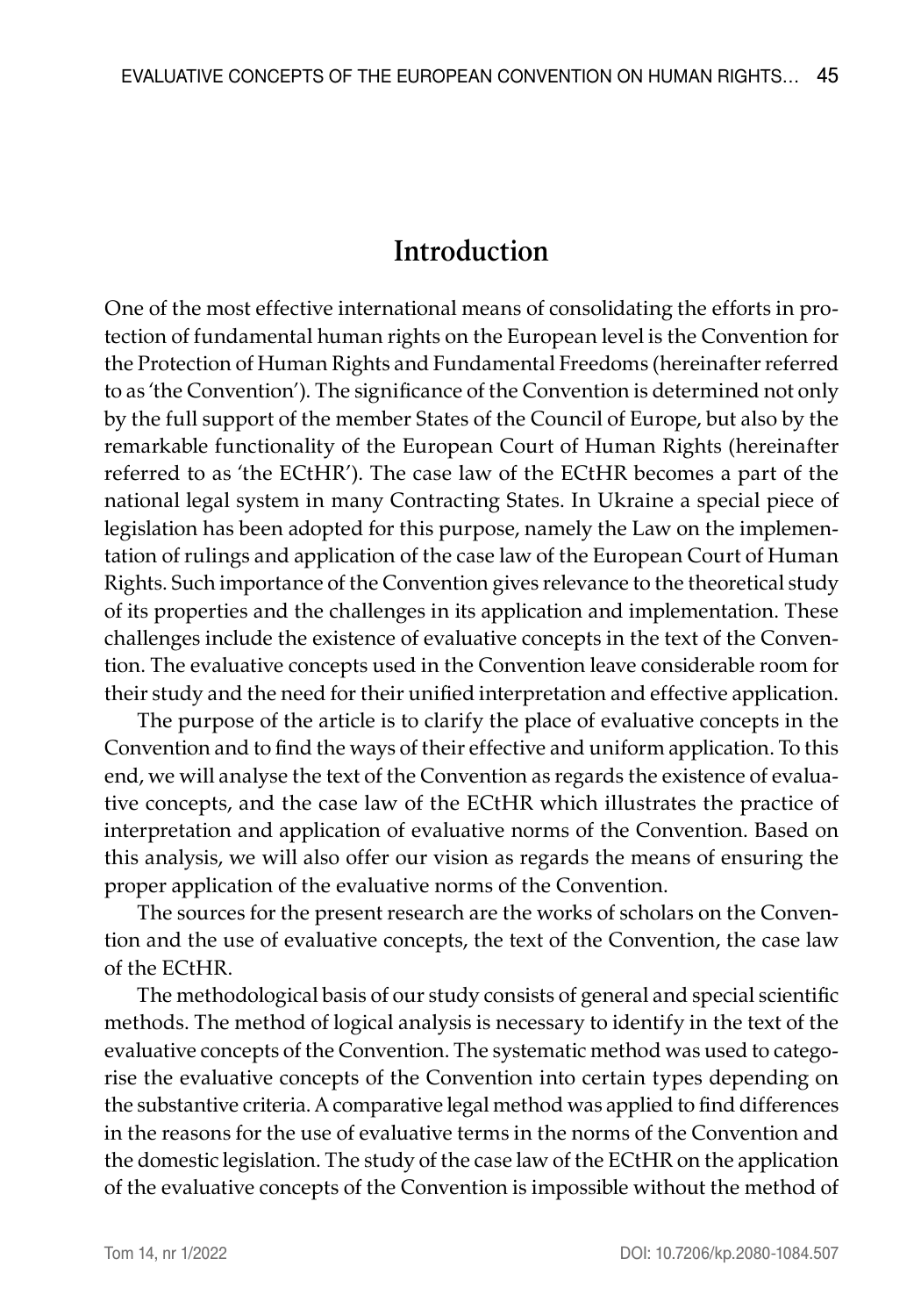## Introduction

One of the most effective international means of consolidating the efforts in protection of fundamental human rights on the European level is the Convention for the Protection of Human Rights and Fundamental Freedoms (hereinafter referred to as 'the Convention'). The significance of the Convention is determined not only by the full support of the member States of the Council of Europe, but also by the remarkable functionality of the European Court of Human Rights (hereinafter referred to as 'the ECtHR'). The case law of the ECtHR becomes a part of the national legal system in many Contracting States. In Ukraine a special piece of legislation has been adopted for this purpose, namely the Law on the implementation of rulings and application of the case law of the European Court of Human Rights. Such importance of the Convention gives relevance to the theoretical study of its properties and the challenges in its application and implementation. These challenges include the existence of evaluative concepts in the text of the Convention. The evaluative concepts used in the Convention leave considerable room for their study and the need for their unified interpretation and effective application.

The purpose of the article is to clarify the place of evaluative concepts in the Convention and to find the ways of their effective and uniform application. To this end, we will analyse the text of the Convention as regards the existence of evaluative concepts, and the case law of the ECtHR which illustrates the practice of interpretation and application of evaluative norms of the Convention. Based on this analysis, we will also offer our vision as regards the means of ensuring the proper application of the evaluative norms of the Convention.

The sources for the present research are the works of scholars on the Convention and the use of evaluative concepts, the text of the Convention, the case law of the ECtHR.

The methodological basis of our study consists of general and special scientific methods. The method of logical analysis is necessary to identify in the text of the evaluative concepts of the Convention. The systematic method was used to categorise the evaluative concepts of the Convention into certain types depending on the substantive criteria. A comparative legal method was applied to find differences in the reasons for the use of evaluative terms in the norms of the Convention and the domestic legislation. The study of the case law of the ECtHR on the application of the evaluative concepts of the Convention is impossible without the method of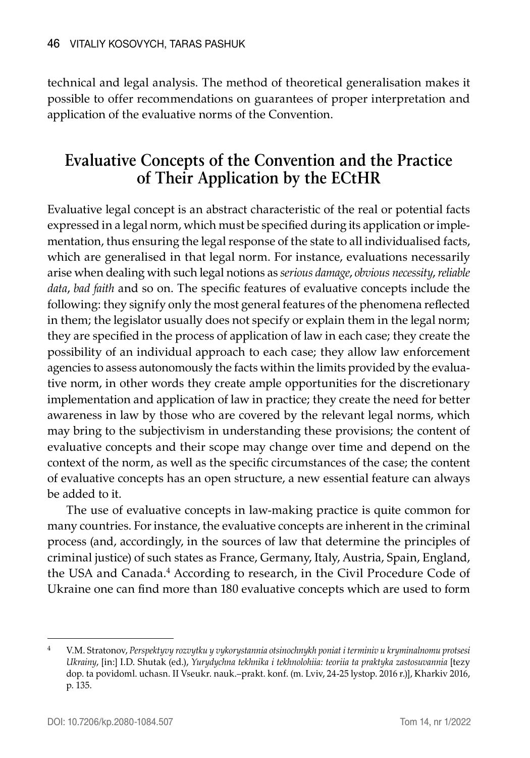technical and legal analysis. The method of theoretical generalisation makes it possible to offer recommendations on guarantees of proper interpretation and application of the evaluative norms of the Convention.

## Evaluative Concepts of the Convention and the Practice of Their Application by the ECtHR

Evaluative legal concept is an abstract characteristic of the real or potential facts expressed in a legal norm, which must be specified during its application or implementation, thus ensuring the legal response of the state to all individualised facts, which are generalised in that legal norm. For instance, evaluations necessarily arise when dealing with such legal notions as *serious damage*, *obvious necessity*, *reliable data*, *bad faith* and so on. The specific features of evaluative concepts include the following: they signify only the most general features of the phenomena reflected in them; the legislator usually does not specify or explain them in the legal norm; they are specified in the process of application of law in each case; they create the possibility of an individual approach to each case; they allow law enforcement agencies to assess autonomously the facts within the limits provided by the evaluative norm, in other words they create ample opportunities for the discretionary implementation and application of law in practice; they create the need for better awareness in law by those who are covered by the relevant legal norms, which may bring to the subjectivism in understanding these provisions; the content of evaluative concepts and their scope may change over time and depend on the context of the norm, as well as the specific circumstances of the case; the content of evaluative concepts has an open structure, a new essential feature can always be added to it.

The use of evaluative concepts in law-making practice is quite common for many countries. For instance, the evaluative concepts are inherent in the criminal process (and, accordingly, in the sources of law that determine the principles of criminal justice) of such states as France, Germany, Italy, Austria, Spain, England, the USA and Canada.[4] According to research, in the Civil Procedure Code of Ukraine one can find more than 180 evaluative concepts which are used to form

---

[4] V.M. Stratonov, *Perspektyvy rozvytku y vykorystannia otsinochnykh poniat i terminiv u kryminalnomu protsesi Ukrainy*, [in:] I.D. Shutak (ed.), *Yurydychna tekhnika i tekhnolohiia: teoriia ta praktyka zastosuvannia* [tezy dop. ta povidoml. uchasn. II Vseukr. nauk.–prakt. konf. (m. Lviv, 24-25 lystop. 2016 r.)], Kharkiv 2016, p. 135.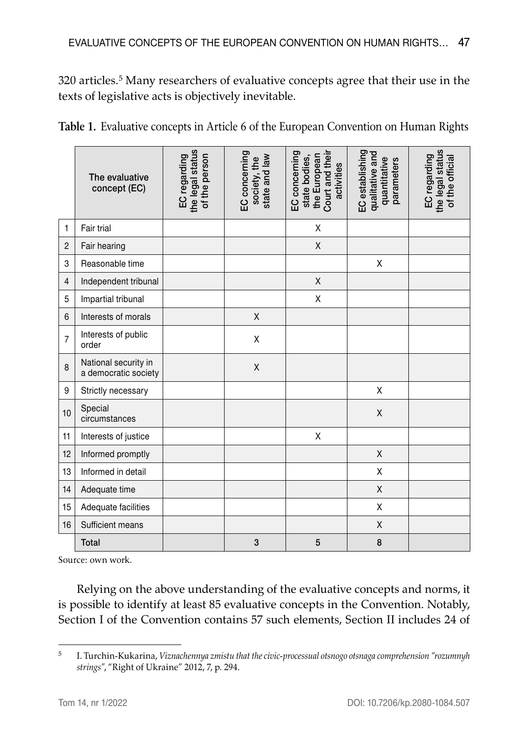320 articles.[5] Many researchers of evaluative concepts agree that their use in the texts of legislative acts is objectively inevitable.

**Table 1.** Evaluative concepts in Article 6 of the European Convention on Human Rights

| | The evaluative concept (EC) | EC regarding the legal status of the person | EC concerning society, the state and law | EC concerning state bodies, the European Court and their activities | EC establishing qualitative and quantitative parameters | EC regarding the legal status of the official |
|---|---|---|---|---|---|---|
| 1 | Fair trial | | | X | | |
| 2 | Fair hearing | | | X | | |
| 3 | Reasonable time | | | | X | |
| 4 | Independent tribunal | | | X | | |
| 5 | Impartial tribunal | | | X | | |
| 6 | Interests of morals | | X | | | |
| 7 | Interests of public order | | X | | | |
| 8 | National security in a democratic society | | X | | | |
| 9 | Strictly necessary | | | | X | |
| 10 | Special circumstances | | | | X | |
| 11 | Interests of justice | | | X | | |
| 12 | Informed promptly | | | | X | |
| 13 | Informed in detail | | | | X | |
| 14 | Adequate time | | | | X | |
| 15 | Adequate facilities | | | | X | |
| 16 | Sufficient means | | | | X | |
| | **Total** | | 3 | 5 | 8 | |

Source: own work.

Relying on the above understanding of the evaluative concepts and norms, it is possible to identify at least 85 evaluative concepts in the Convention. Notably, Section I of the Convention contains 57 such elements, Section II includes 24 of

[5] I. Turchin-Kukarina, *Viznachennya zmistu that the civic-processual otsnogo otsnaga comprehension "rozumnyh strings"*, "Right of Ukraine" 2012, 7, p. 294.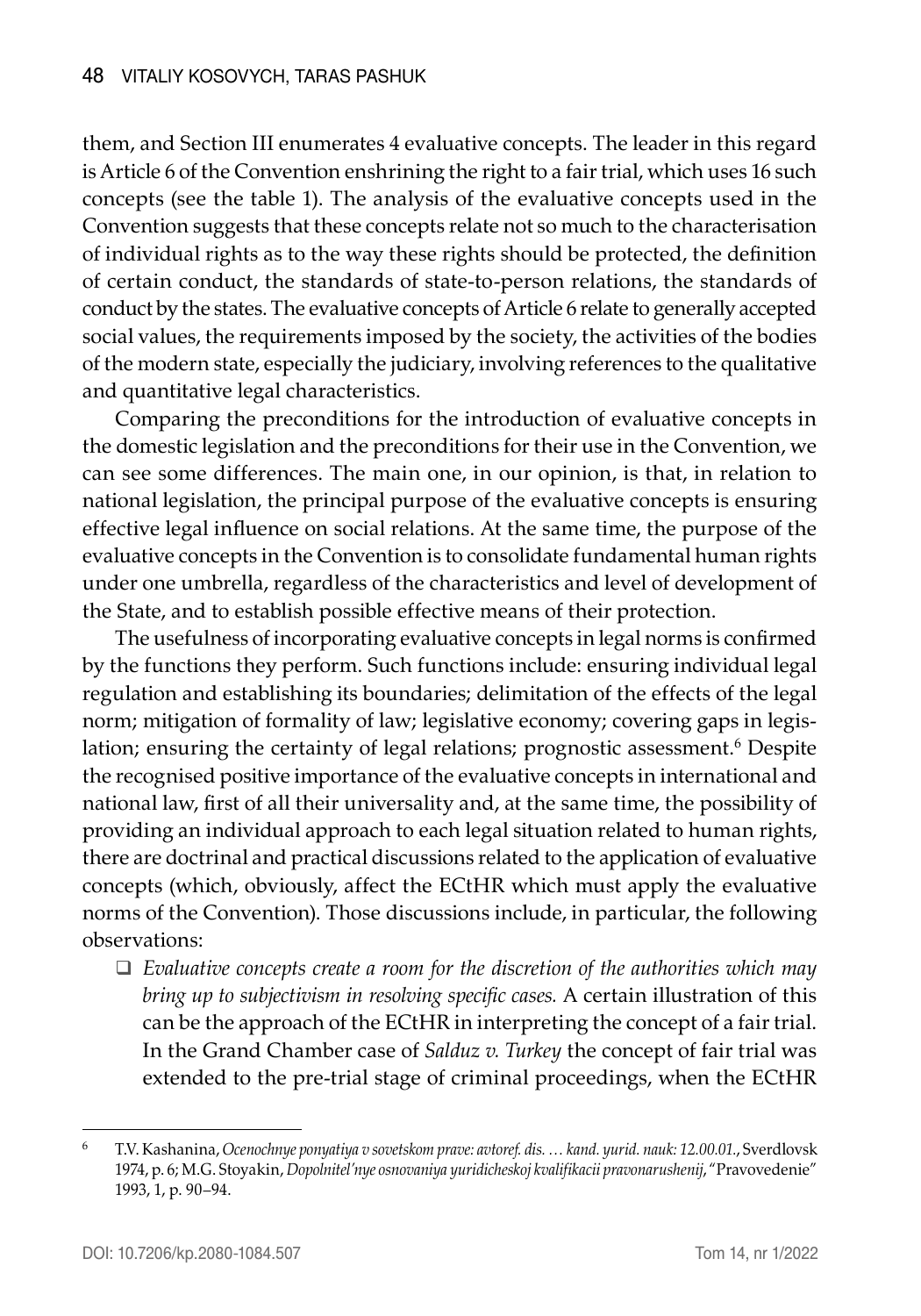them, and Section III enumerates 4 evaluative concepts. The leader in this regard is Article 6 of the Convention enshrining the right to a fair trial, which uses 16 such concepts (see the table 1). The analysis of the evaluative concepts used in the Convention suggests that these concepts relate not so much to the characterisation of individual rights as to the way these rights should be protected, the definition of certain conduct, the standards of state-to-person relations, the standards of conduct by the states. The evaluative concepts of Article 6 relate to generally accepted social values, the requirements imposed by the society, the activities of the bodies of the modern state, especially the judiciary, involving references to the qualitative and quantitative legal characteristics.

Comparing the preconditions for the introduction of evaluative concepts in the domestic legislation and the preconditions for their use in the Convention, we can see some differences. The main one, in our opinion, is that, in relation to national legislation, the principal purpose of the evaluative concepts is ensuring effective legal influence on social relations. At the same time, the purpose of the evaluative concepts in the Convention is to consolidate fundamental human rights under one umbrella, regardless of the characteristics and level of development of the State, and to establish possible effective means of their protection.

The usefulness of incorporating evaluative concepts in legal norms is confirmed by the functions they perform. Such functions include: ensuring individual legal regulation and establishing its boundaries; delimitation of the effects of the legal norm; mitigation of formality of law; legislative economy; covering gaps in legislation; ensuring the certainty of legal relations; prognostic assessment.[6] Despite the recognised positive importance of the evaluative concepts in international and national law, first of all their universality and, at the same time, the possibility of providing an individual approach to each legal situation related to human rights, there are doctrinal and practical discussions related to the application of evaluative concepts (which, obviously, affect the ECtHR which must apply the evaluative norms of the Convention). Those discussions include, in particular, the following observations:

- *Evaluative concepts create a room for the discretion of the authorities which may bring up to subjectivism in resolving specific cases.* A certain illustration of this can be the approach of the ECtHR in interpreting the concept of a fair trial. In the Grand Chamber case of *Salduz v. Turkey* the concept of fair trial was extended to the pre-trial stage of criminal proceedings, when the ECtHR

---

[6] T.V. Kashanina, *Ocenochnye ponyatiya v sovetskom prave: avtoref. dis. … kand. yurid. nauk: 12.00.01.*, Sverdlovsk 1974, p. 6; M.G. Stoyakin, *Dopolnitel'nye osnovaniya yuridicheskoj kvalifikacii pravonarushenij*, "Pravovedenie" 1993, 1, p. 90–94.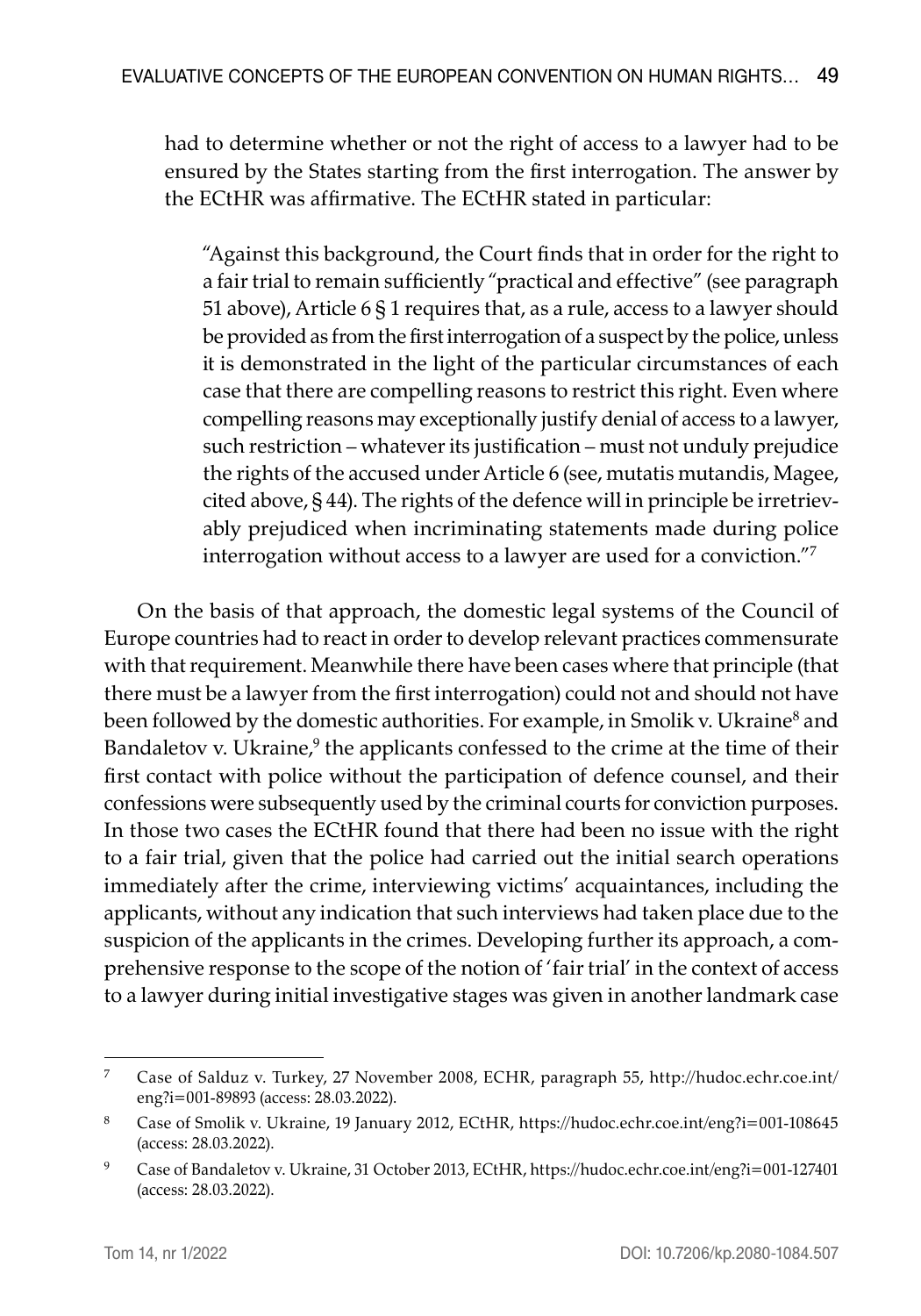had to determine whether or not the right of access to a lawyer had to be ensured by the States starting from the first interrogation. The answer by the ECtHR was affirmative. The ECtHR stated in particular:

> "Against this background, the Court finds that in order for the right to a fair trial to remain sufficiently "practical and effective" (see paragraph 51 above), Article 6 § 1 requires that, as a rule, access to a lawyer should be provided as from the first interrogation of a suspect by the police, unless it is demonstrated in the light of the particular circumstances of each case that there are compelling reasons to restrict this right. Even where compelling reasons may exceptionally justify denial of access to a lawyer, such restriction – whatever its justification – must not unduly prejudice the rights of the accused under Article 6 (see, mutatis mutandis, Magee, cited above, § 44). The rights of the defence will in principle be irretrievably prejudiced when incriminating statements made during police interrogation without access to a lawyer are used for a conviction."[7]

On the basis of that approach, the domestic legal systems of the Council of Europe countries had to react in order to develop relevant practices commensurate with that requirement. Meanwhile there have been cases where that principle (that there must be a lawyer from the first interrogation) could not and should not have been followed by the domestic authorities. For example, in Smolik v. Ukraine[8] and Bandaletov v. Ukraine,[9] the applicants confessed to the crime at the time of their first contact with police without the participation of defence counsel, and their confessions were subsequently used by the criminal courts for conviction purposes. In those two cases the ECtHR found that there had been no issue with the right to a fair trial, given that the police had carried out the initial search operations immediately after the crime, interviewing victims' acquaintances, including the applicants, without any indication that such interviews had taken place due to the suspicion of the applicants in the crimes. Developing further its approach, a comprehensive response to the scope of the notion of 'fair trial' in the context of access to a lawyer during initial investigative stages was given in another landmark case

---

[7] Case of Salduz v. Turkey, 27 November 2008, ECHR, paragraph 55, http://hudoc.echr.coe.int/eng?i=001-89893 (access: 28.03.2022).

[8] Case of Smolik v. Ukraine, 19 January 2012, ECtHR, https://hudoc.echr.coe.int/eng?i=001-108645 (access: 28.03.2022).

[9] Case of Bandaletov v. Ukraine, 31 October 2013, ECtHR, https://hudoc.echr.coe.int/eng?i=001-127401 (access: 28.03.2022).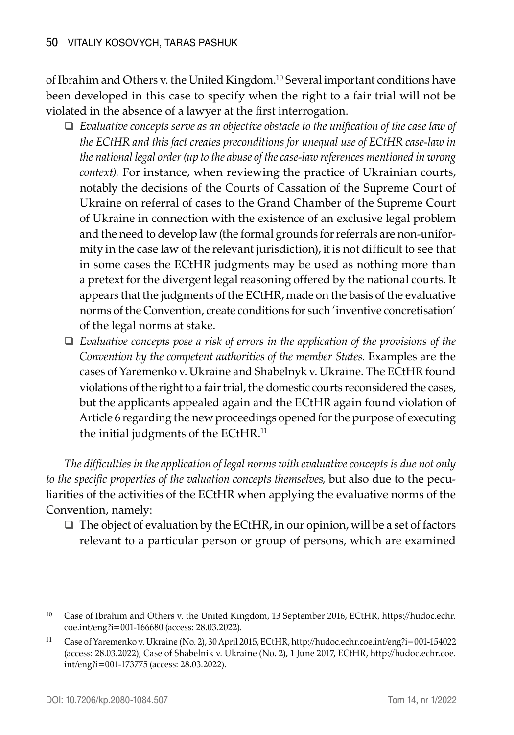of Ibrahim and Others v. the United Kingdom.[10] Several important conditions have been developed in this case to specify when the right to a fair trial will not be violated in the absence of a lawyer at the first interrogation.

- *Evaluative concepts serve as an objective obstacle to the unification of the case law of the ECtHR and this fact creates preconditions for unequal use of ECtHR case-law in the national legal order (up to the abuse of the case-law references mentioned in wrong context).* For instance, when reviewing the practice of Ukrainian courts, notably the decisions of the Courts of Cassation of the Supreme Court of Ukraine on referral of cases to the Grand Chamber of the Supreme Court of Ukraine in connection with the existence of an exclusive legal problem and the need to develop law (the formal grounds for referrals are non-uniformity in the case law of the relevant jurisdiction), it is not difficult to see that in some cases the ECtHR judgments may be used as nothing more than a pretext for the divergent legal reasoning offered by the national courts. It appears that the judgments of the ECtHR, made on the basis of the evaluative norms of the Convention, create conditions for such 'inventive concretisation' of the legal norms at stake.
- *Evaluative concepts pose a risk of errors in the application of the provisions of the Convention by the competent authorities of the member States.* Examples are the cases of Yaremenko v. Ukraine and Shabelnyk v. Ukraine. The ECtHR found violations of the right to a fair trial, the domestic courts reconsidered the cases, but the applicants appealed again and the ECtHR again found violation of Article 6 regarding the new proceedings opened for the purpose of executing the initial judgments of the ECtHR.[11]

*The difficulties in the application of legal norms with evaluative concepts is due not only to the specific properties of the valuation concepts themselves,* but also due to the peculiarities of the activities of the ECtHR when applying the evaluative norms of the Convention, namely:

- The object of evaluation by the ECtHR, in our opinion, will be a set of factors relevant to a particular person or group of persons, which are examined

---

[10] Case of Ibrahim and Others v. the United Kingdom, 13 September 2016, ECtHR, https://hudoc.echr.coe.int/eng?i=001-166680 (access: 28.03.2022).

[11] Case of Yaremenko v. Ukraine (No. 2), 30 April 2015, ECtHR, http://hudoc.echr.coe.int/eng?i=001-154022 (access: 28.03.2022); Case of Shabelnik v. Ukraine (No. 2), 1 June 2017, ECtHR, http://hudoc.echr.coe.int/eng?i=001-173775 (access: 28.03.2022).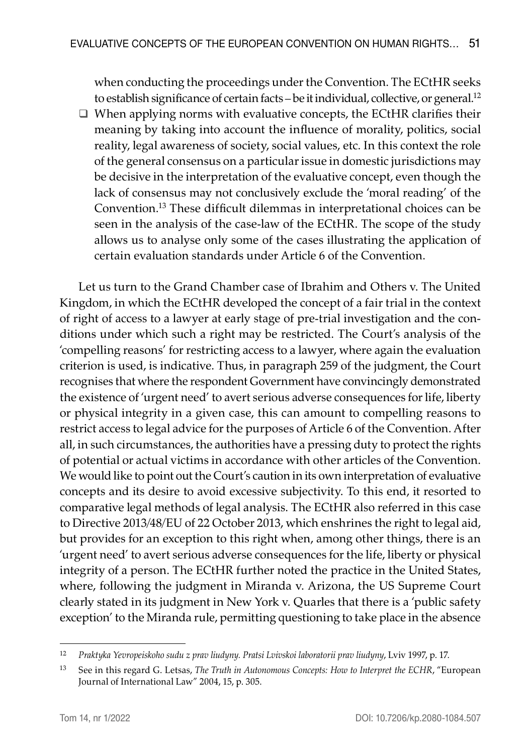when conducting the proceedings under the Convention. The ECtHR seeks to establish significance of certain facts – be it individual, collective, or general.[12]

- When applying norms with evaluative concepts, the ECtHR clarifies their meaning by taking into account the influence of morality, politics, social reality, legal awareness of society, social values, etc. In this context the role of the general consensus on a particular issue in domestic jurisdictions may be decisive in the interpretation of the evaluative concept, even though the lack of consensus may not conclusively exclude the 'moral reading' of the Convention.[13] These difficult dilemmas in interpretational choices can be seen in the analysis of the case-law of the ECtHR. The scope of the study allows us to analyse only some of the cases illustrating the application of certain evaluation standards under Article 6 of the Convention.

Let us turn to the Grand Chamber case of Ibrahim and Others v. The United Kingdom, in which the ECtHR developed the concept of a fair trial in the context of right of access to a lawyer at early stage of pre-trial investigation and the conditions under which such a right may be restricted. The Court's analysis of the 'compelling reasons' for restricting access to a lawyer, where again the evaluation criterion is used, is indicative. Thus, in paragraph 259 of the judgment, the Court recognises that where the respondent Government have convincingly demonstrated the existence of 'urgent need' to avert serious adverse consequences for life, liberty or physical integrity in a given case, this can amount to compelling reasons to restrict access to legal advice for the purposes of Article 6 of the Convention. After all, in such circumstances, the authorities have a pressing duty to protect the rights of potential or actual victims in accordance with other articles of the Convention. We would like to point out the Court's caution in its own interpretation of evaluative concepts and its desire to avoid excessive subjectivity. To this end, it resorted to comparative legal methods of legal analysis. The ECtHR also referred in this case to Directive 2013/48/EU of 22 October 2013, which enshrines the right to legal aid, but provides for an exception to this right when, among other things, there is an 'urgent need' to avert serious adverse consequences for the life, liberty or physical integrity of a person. The ECtHR further noted the practice in the United States, where, following the judgment in Miranda v. Arizona, the US Supreme Court clearly stated in its judgment in New York v. Quarles that there is a 'public safety exception' to the Miranda rule, permitting questioning to take place in the absence

---

[12] *Praktyka Yevropeiskoho sudu z prav liudyny. Pratsi Lvivskoi laboratorii prav liudyny*, Lviv 1997, p. 17.

[13] See in this regard G. Letsas, *The Truth in Autonomous Concepts: How to Interpret the ECHR*, "European Journal of International Law" 2004, 15, p. 305.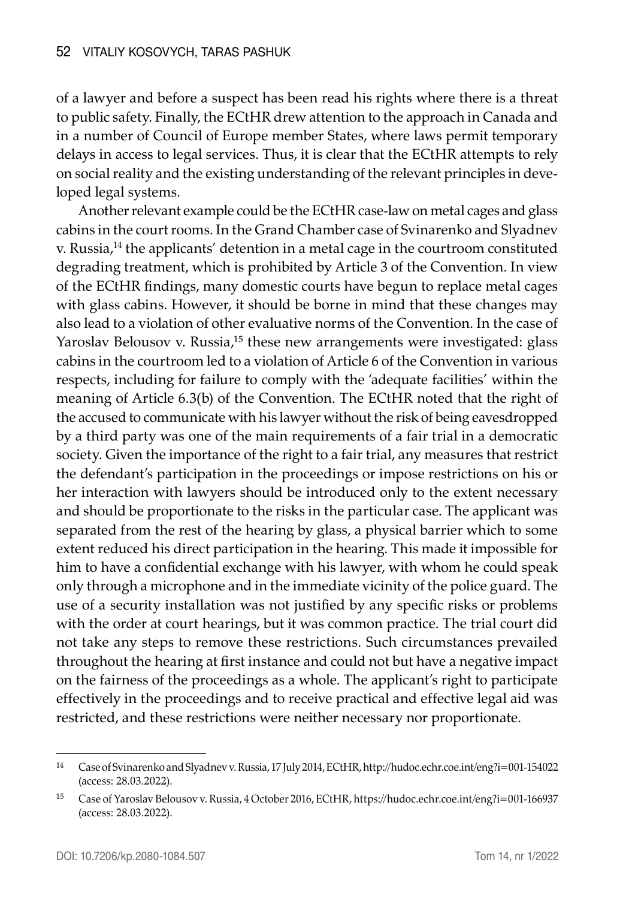of a lawyer and before a suspect has been read his rights where there is a threat to public safety. Finally, the ECtHR drew attention to the approach in Canada and in a number of Council of Europe member States, where laws permit temporary delays in access to legal services. Thus, it is clear that the ECtHR attempts to rely on social reality and the existing understanding of the relevant principles in developed legal systems.

Another relevant example could be the ECtHR case-law on metal cages and glass cabins in the court rooms. In the Grand Chamber case of Svinarenko and Slyadnev v. Russia,[14] the applicants' detention in a metal cage in the courtroom constituted degrading treatment, which is prohibited by Article 3 of the Convention. In view of the ECtHR findings, many domestic courts have begun to replace metal cages with glass cabins. However, it should be borne in mind that these changes may also lead to a violation of other evaluative norms of the Convention. In the case of Yaroslav Belousov v. Russia,[15] these new arrangements were investigated: glass cabins in the courtroom led to a violation of Article 6 of the Convention in various respects, including for failure to comply with the 'adequate facilities' within the meaning of Article 6.3(b) of the Convention. The ECtHR noted that the right of the accused to communicate with his lawyer without the risk of being eavesdropped by a third party was one of the main requirements of a fair trial in a democratic society. Given the importance of the right to a fair trial, any measures that restrict the defendant's participation in the proceedings or impose restrictions on his or her interaction with lawyers should be introduced only to the extent necessary and should be proportionate to the risks in the particular case. The applicant was separated from the rest of the hearing by glass, a physical barrier which to some extent reduced his direct participation in the hearing. This made it impossible for him to have a confidential exchange with his lawyer, with whom he could speak only through a microphone and in the immediate vicinity of the police guard. The use of a security installation was not justified by any specific risks or problems with the order at court hearings, but it was common practice. The trial court did not take any steps to remove these restrictions. Such circumstances prevailed throughout the hearing at first instance and could not but have a negative impact on the fairness of the proceedings as a whole. The applicant's right to participate effectively in the proceedings and to receive practical and effective legal aid was restricted, and these restrictions were neither necessary nor proportionate.

---

[14] Case of Svinarenko and Slyadnev v. Russia, 17 July 2014, ECtHR, http://hudoc.echr.coe.int/eng?i=001-154022 (access: 28.03.2022).

[15] Case of Yaroslav Belousov v. Russia, 4 October 2016, ECtHR, https://hudoc.echr.coe.int/eng?i=001-166937 (access: 28.03.2022).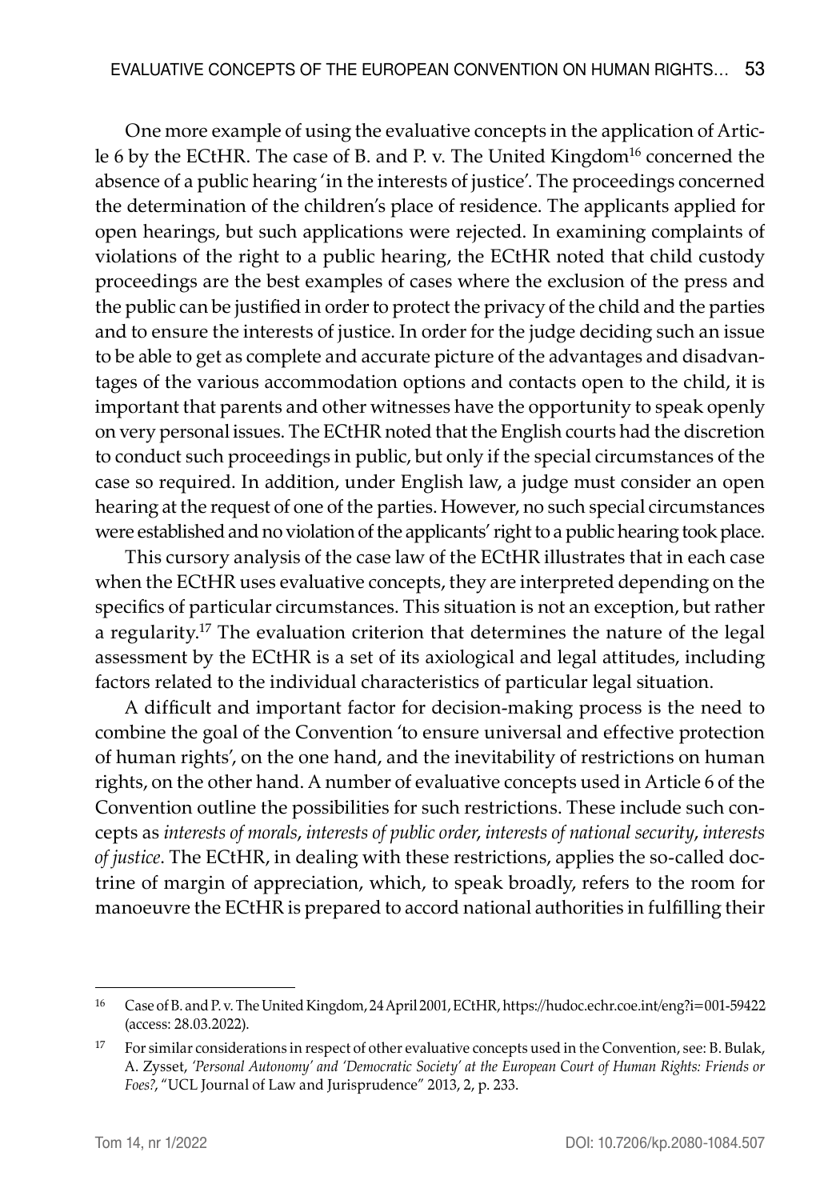One more example of using the evaluative concepts in the application of Article 6 by the ECtHR. The case of B. and P. v. The United Kingdom[16] concerned the absence of a public hearing 'in the interests of justice'. The proceedings concerned the determination of the children's place of residence. The applicants applied for open hearings, but such applications were rejected. In examining complaints of violations of the right to a public hearing, the ECtHR noted that child custody proceedings are the best examples of cases where the exclusion of the press and the public can be justified in order to protect the privacy of the child and the parties and to ensure the interests of justice. In order for the judge deciding such an issue to be able to get as complete and accurate picture of the advantages and disadvantages of the various accommodation options and contacts open to the child, it is important that parents and other witnesses have the opportunity to speak openly on very personal issues. The ECtHR noted that the English courts had the discretion to conduct such proceedings in public, but only if the special circumstances of the case so required. In addition, under English law, a judge must consider an open hearing at the request of one of the parties. However, no such special circumstances were established and no violation of the applicants' right to a public hearing took place.

This cursory analysis of the case law of the ECtHR illustrates that in each case when the ECtHR uses evaluative concepts, they are interpreted depending on the specifics of particular circumstances. This situation is not an exception, but rather a regularity.[17] The evaluation criterion that determines the nature of the legal assessment by the ECtHR is a set of its axiological and legal attitudes, including factors related to the individual characteristics of particular legal situation.

A difficult and important factor for decision-making process is the need to combine the goal of the Convention 'to ensure universal and effective protection of human rights', on the one hand, and the inevitability of restrictions on human rights, on the other hand. A number of evaluative concepts used in Article 6 of the Convention outline the possibilities for such restrictions. These include such concepts as *interests of morals*, *interests of public order*, *interests of national security*, *interests of justice*. The ECtHR, in dealing with these restrictions, applies the so-called doctrine of margin of appreciation, which, to speak broadly, refers to the room for manoeuvre the ECtHR is prepared to accord national authorities in fulfilling their

---

[16] Case of B. and P. v. The United Kingdom, 24 April 2001, ECtHR, https://hudoc.echr.coe.int/eng?i=001-59422 (access: 28.03.2022).

[17] For similar considerations in respect of other evaluative concepts used in the Convention, see: B. Bulak, A. Zysset, *'Personal Autonomy' and 'Democratic Society' at the European Court of Human Rights: Friends or Foes?*, "UCL Journal of Law and Jurisprudence" 2013, 2, p. 233.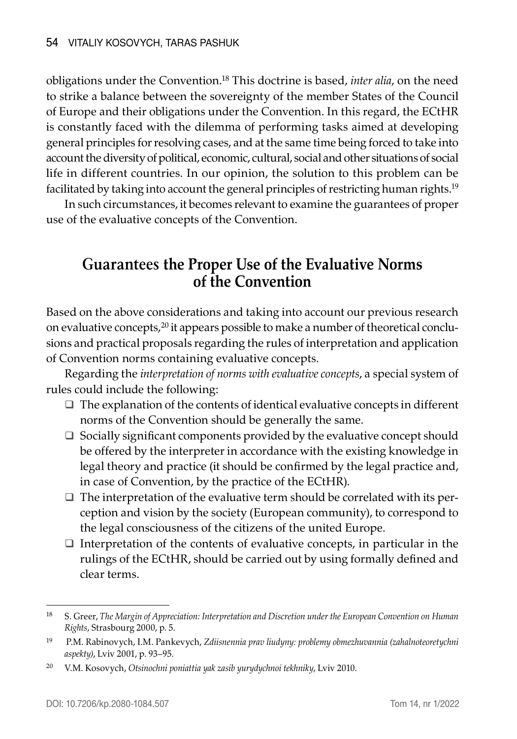obligations under the Convention.[18] This doctrine is based, *inter alia*, on the need to strike a balance between the sovereignty of the member States of the Council of Europe and their obligations under the Convention. In this regard, the ECtHR is constantly faced with the dilemma of performing tasks aimed at developing general principles for resolving cases, and at the same time being forced to take into account the diversity of political, economic, cultural, social and other situations of social life in different countries. In our opinion, the solution to this problem can be facilitated by taking into account the general principles of restricting human rights.[19]

In such circumstances, it becomes relevant to examine the guarantees of proper use of the evaluative concepts of the Convention.

## Guarantees the Proper Use of the Evaluative Norms of the Convention

Based on the above considerations and taking into account our previous research on evaluative concepts,[20] it appears possible to make a number of theoretical conclusions and practical proposals regarding the rules of interpretation and application of Convention norms containing evaluative concepts.

Regarding the *interpretation of norms with evaluative concepts*, a special system of rules could include the following:

- The explanation of the contents of identical evaluative concepts in different norms of the Convention should be generally the same.
- Socially significant components provided by the evaluative concept should be offered by the interpreter in accordance with the existing knowledge in legal theory and practice (it should be confirmed by the legal practice and, in case of Convention, by the practice of the ECtHR).
- The interpretation of the evaluative term should be correlated with its perception and vision by the society (European community), to correspond to the legal consciousness of the citizens of the united Europe.
- Interpretation of the contents of evaluative concepts, in particular in the rulings of the ECtHR, should be carried out by using formally defined and clear terms.

---

[18] S. Greer, *The Margin of Appreciation: Interpretation and Discretion under the European Convention on Human Rights*, Strasbourg 2000, p. 5.

[19] P.M. Rabinovych, I.M. Pankevych, *Zdiisnennia prav liudyny: problemy obmezhuvannia (zahalnoteoretychni aspekty)*, Lviv 2001, p. 93–95.

[20] V.M. Kosovych, *Otsinochni poniattia yak zasib yurydychnoi tekhniky*, Lviv 2010.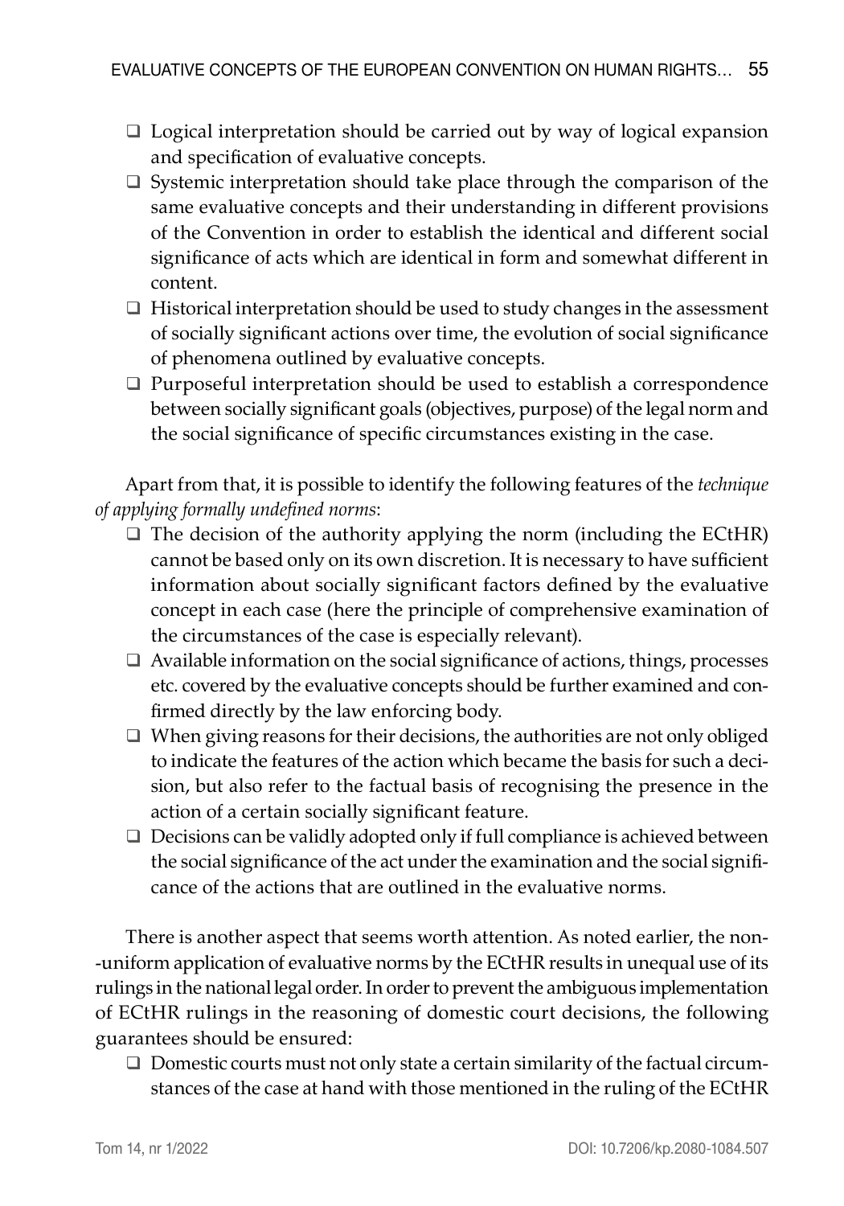- Logical interpretation should be carried out by way of logical expansion and specification of evaluative concepts.
- Systemic interpretation should take place through the comparison of the same evaluative concepts and their understanding in different provisions of the Convention in order to establish the identical and different social significance of acts which are identical in form and somewhat different in content.
- Historical interpretation should be used to study changes in the assessment of socially significant actions over time, the evolution of social significance of phenomena outlined by evaluative concepts.
- Purposeful interpretation should be used to establish a correspondence between socially significant goals (objectives, purpose) of the legal norm and the social significance of specific circumstances existing in the case.

Apart from that, it is possible to identify the following features of the *technique of applying formally undefined norms*:

- The decision of the authority applying the norm (including the ECtHR) cannot be based only on its own discretion. It is necessary to have sufficient information about socially significant factors defined by the evaluative concept in each case (here the principle of comprehensive examination of the circumstances of the case is especially relevant).
- Available information on the social significance of actions, things, processes etc. covered by the evaluative concepts should be further examined and confirmed directly by the law enforcing body.
- When giving reasons for their decisions, the authorities are not only obliged to indicate the features of the action which became the basis for such a decision, but also refer to the factual basis of recognising the presence in the action of a certain socially significant feature.
- Decisions can be validly adopted only if full compliance is achieved between the social significance of the act under the examination and the social significance of the actions that are outlined in the evaluative norms.

There is another aspect that seems worth attention. As noted earlier, the non-uniform application of evaluative norms by the ECtHR results in unequal use of its rulings in the national legal order. In order to prevent the ambiguous implementation of ECtHR rulings in the reasoning of domestic court decisions, the following guarantees should be ensured:

- Domestic courts must not only state a certain similarity of the factual circumstances of the case at hand with those mentioned in the ruling of the ECtHR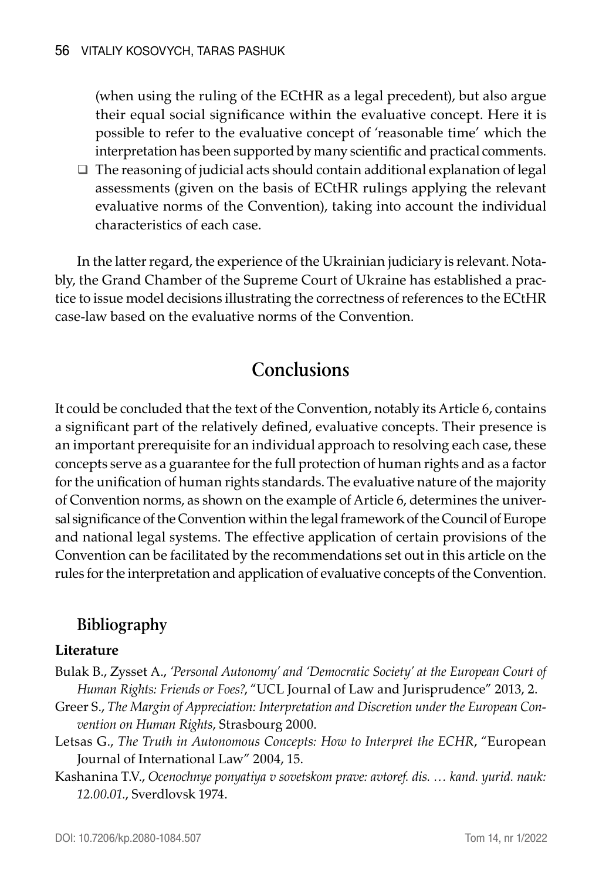(when using the ruling of the ECtHR as a legal precedent), but also argue their equal social significance within the evaluative concept. Here it is possible to refer to the evaluative concept of 'reasonable time' which the interpretation has been supported by many scientific and practical comments.

- The reasoning of judicial acts should contain additional explanation of legal assessments (given on the basis of ECtHR rulings applying the relevant evaluative norms of the Convention), taking into account the individual characteristics of each case.

In the latter regard, the experience of the Ukrainian judiciary is relevant. Notably, the Grand Chamber of the Supreme Court of Ukraine has established a practice to issue model decisions illustrating the correctness of references to the ECtHR case-law based on the evaluative norms of the Convention.

## Conclusions

It could be concluded that the text of the Convention, notably its Article 6, contains a significant part of the relatively defined, evaluative concepts. Their presence is an important prerequisite for an individual approach to resolving each case, these concepts serve as a guarantee for the full protection of human rights and as a factor for the unification of human rights standards. The evaluative nature of the majority of Convention norms, as shown on the example of Article 6, determines the universal significance of the Convention within the legal framework of the Council of Europe and national legal systems. The effective application of certain provisions of the Convention can be facilitated by the recommendations set out in this article on the rules for the interpretation and application of evaluative concepts of the Convention.

### Bibliography

**Literature**

Bulak B., Zysset A., *'Personal Autonomy' and 'Democratic Society' at the European Court of Human Rights: Friends or Foes?*, "UCL Journal of Law and Jurisprudence" 2013, 2.

Greer S., *The Margin of Appreciation: Interpretation and Discretion under the European Convention on Human Rights*, Strasbourg 2000.

Letsas G., *The Truth in Autonomous Concepts: How to Interpret the ECHR*, "European Journal of International Law" 2004, 15.

Kashanina T.V., *Ocenochnye ponyatiya v sovetskom prave: avtoref. dis. … kand. yurid. nauk: 12.00.01.*, Sverdlovsk 1974.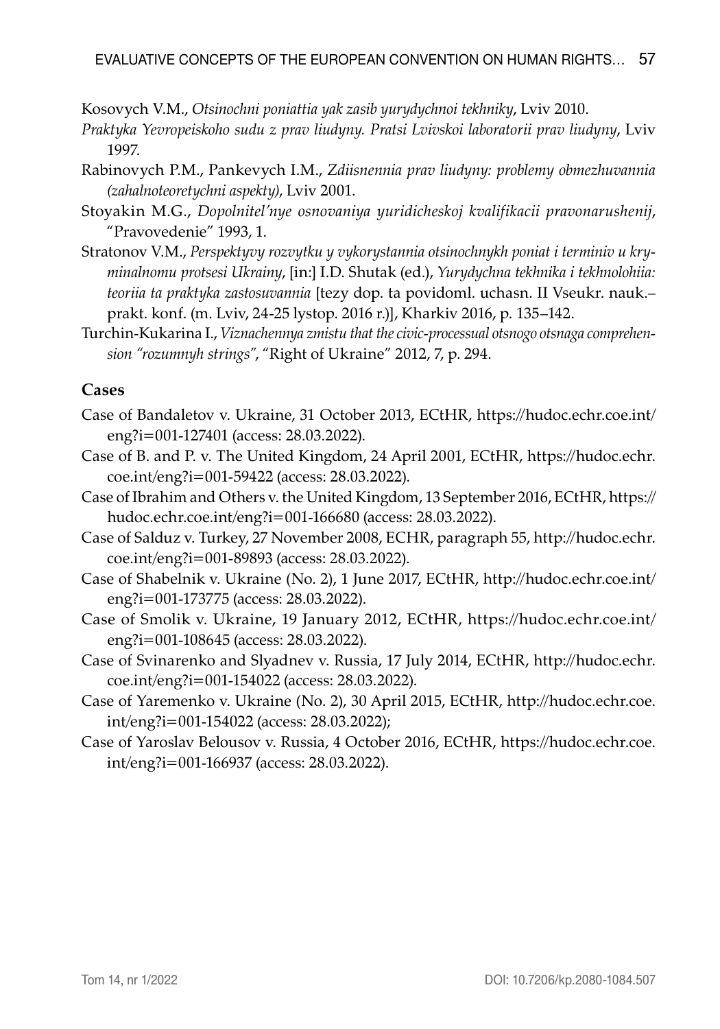Kosovych V.M., *Otsinochni poniattia yak zasib yurydychnoi tekhniky*, Lviv 2010.

*Praktyka Yevropeiskoho sudu z prav liudyny. Pratsi Lvivskoi laboratorii prav liudyny*, Lviv 1997.

Rabinovych P.M., Pankevych I.M., *Zdiisnennia prav liudyny: problemy obmezhuvannia (zahalnoteoretychni aspekty)*, Lviv 2001.

Stoyakin M.G., *Dopolnitel'nye osnovaniya yuridicheskoj kvalifikacii pravonarushenij*, "Pravovedenie" 1993, 1.

Stratonov V.M., *Perspektyvy rozvytku y vykorystannia otsinochnykh poniat i terminiv u kryminalnomu protsesi Ukrainy*, [in:] I.D. Shutak (ed.), *Yurydychna tekhnika i tekhnolohiia: teoriia ta praktyka zastosuvannia* [tezy dop. ta povidoml. uchasn. II Vseukr. nauk.–prakt. konf. (m. Lviv, 24-25 lystop. 2016 r.)], Kharkiv 2016, p. 135–142.

Turchin-Kukarina I., *Viznachennya zmistu that the civic-processual otsnogo otsnaga comprehension "rozumnyh strings"*, "Right of Ukraine" 2012, 7, p. 294.

## Cases

Case of Bandaletov v. Ukraine, 31 October 2013, ECtHR, https://hudoc.echr.coe.int/eng?i=001-127401 (access: 28.03.2022).

Case of B. and P. v. The United Kingdom, 24 April 2001, ECtHR, https://hudoc.echr.coe.int/eng?i=001-59422 (access: 28.03.2022).

Case of Ibrahim and Others v. the United Kingdom, 13 September 2016, ECtHR, https://hudoc.echr.coe.int/eng?i=001-166680 (access: 28.03.2022).

Case of Salduz v. Turkey, 27 November 2008, ECHR, paragraph 55, http://hudoc.echr.coe.int/eng?i=001-89893 (access: 28.03.2022).

Case of Shabelnik v. Ukraine (No. 2), 1 June 2017, ECtHR, http://hudoc.echr.coe.int/eng?i=001-173775 (access: 28.03.2022).

Case of Smolik v. Ukraine, 19 January 2012, ECtHR, https://hudoc.echr.coe.int/eng?i=001-108645 (access: 28.03.2022).

Case of Svinarenko and Slyadnev v. Russia, 17 July 2014, ECtHR, http://hudoc.echr.coe.int/eng?i=001-154022 (access: 28.03.2022).

Case of Yaremenko v. Ukraine (No. 2), 30 April 2015, ECtHR, http://hudoc.echr.coe.int/eng?i=001-154022 (access: 28.03.2022);

Case of Yaroslav Belousov v. Russia, 4 October 2016, ECtHR, https://hudoc.echr.coe.int/eng?i=001-166937 (access: 28.03.2022).